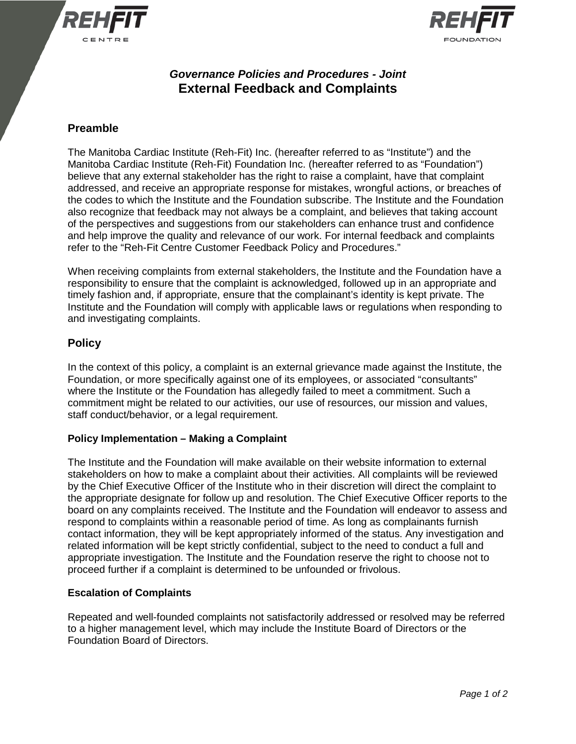*Governance Policies and Procedures - Joint*

# External Feedback and Complaints

## Preamble

The Manitoba Cardiac Institute (Reh-Fit) Inc. (hereafter referred to as "Institute") and the Manitoba Cardiac Institute (Reh-Fit) Foundation Inc. (hereafter referred to as "Foundation") believe that any external stakeholder has the right to raise a complaint, have that complaint addressed, and receive an appropriate response for mistakes, wrongful actions, or breaches of the codes to which the Institute and the Foundation subscribe. The Institute and the Foundation also recognize that feedback may not always be a complaint, and believes that taking account of the perspectives and suggestions from our stakeholders can enhance trust and confidence and help improve the quality and relevance of our work. For internal feedback and complaints refer to the "Reh-Fit Centre Customer Feedback Policy and Procedures."

When receiving complaints from external stakeholders, the Institute and the Foundation have a responsibility to ensure that the complaint is acknowledged, followed up in an appropriate and timely fashion and, if appropriate, ensure that the complainant's identity is kept private. The Institute and the Foundation will comply with applicable laws or regulations when responding to and investigating complaints.

## Policy

In the context of this policy, a complaint is an external grievance made against the Institute, the Foundation, or more specifically against one of its employees, or associated "consultants" where the Institute or the Foundation has allegedly failed to meet a commitment. Such a commitment might be related to our activities, our use of resources, our mission and values, staff conduct/behavior, or a legal requirement.

### Policy Implementation – Making a Complaint

The Institute and the Foundation will make available on their website information to external stakeholders on how to make a complaint about their activities. All complaints will be reviewed by the Chief Executive Officer of the Institute who in their discretion will direct the complaint to the appropriate designate for follow up and resolution. The Chief Executive Officer reports to the board on any complaints received. The Institute and the Foundation will endeavor to assess and respond to complaints within a reasonable period of time. As long as complainants furnish contact information, they will be kept appropriately informed of the status. Any investigation and related information will be kept strictly confidential, subject to the need to conduct a full and appropriate investigation. The Institute and the Foundation reserve the right to choose not to proceed further if a complaint is determined to be unfounded or frivolous.

### Escalation of Complaints

Repeated and well-founded complaints not satisfactorily addressed or resolved may be referred to a higher management level, which may include the Institute Board of Directors or the Foundation Board of Directors.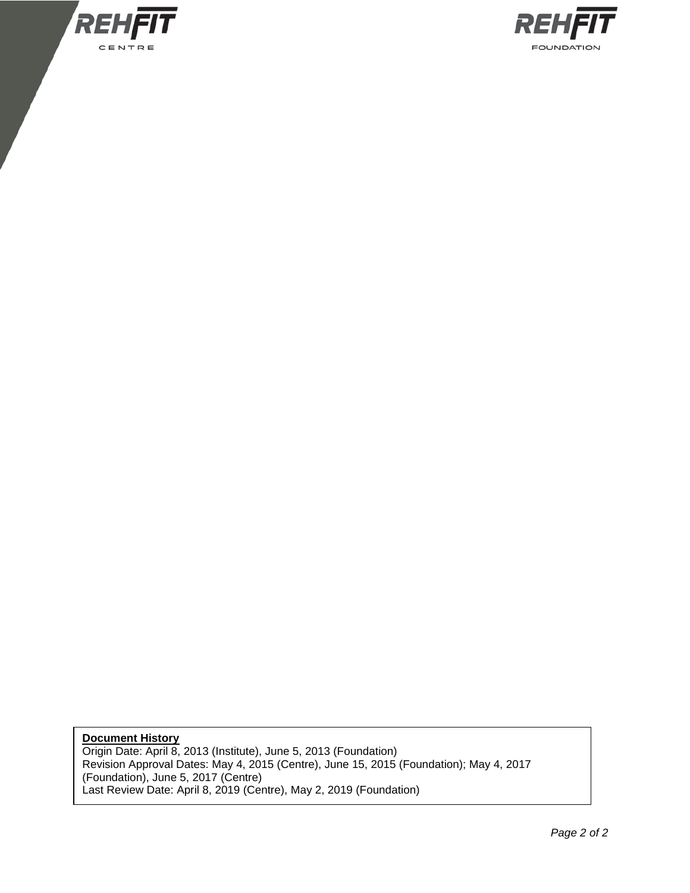**Document History**

Origin Date: April 8, 2013 (Institute), June 5, 2013 (Foundation)
Revision Approval Dates: May 4, 2015 (Centre), June 15, 2015 (Foundation); May 4, 2017 (Foundation), June 5, 2017 (Centre)
Last Review Date: April 8, 2019 (Centre), May 2, 2019 (Foundation)